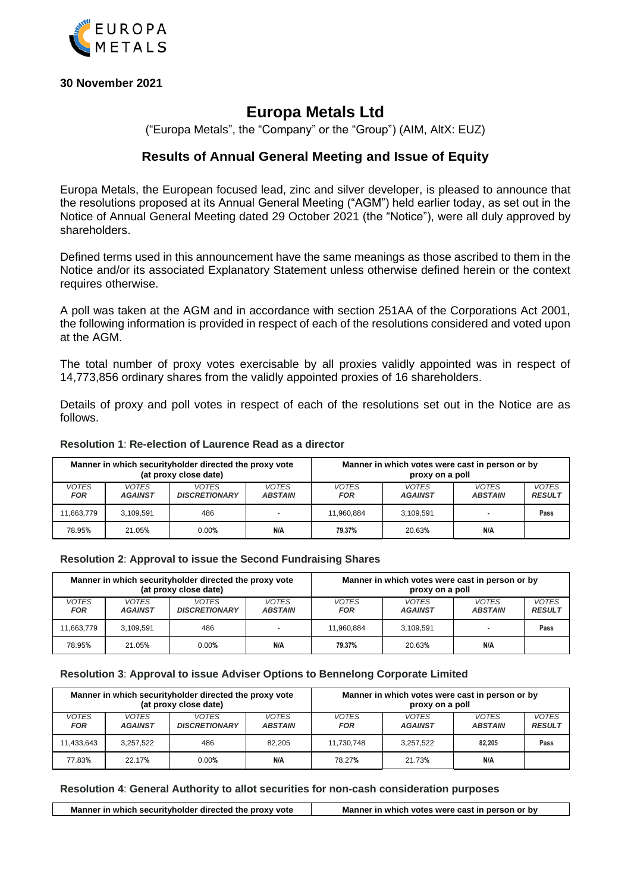**30 November 2021**

# Europa Metals Ltd

("Europa Metals", the "Company" or the "Group") (AIM, AltX: EUZ)

## Results of Annual General Meeting and Issue of Equity

Europa Metals, the European focused lead, zinc and silver developer, is pleased to announce that the resolutions proposed at its Annual General Meeting ("AGM") held earlier today, as set out in the Notice of Annual General Meeting dated 29 October 2021 (the "Notice"), were all duly approved by shareholders.

Defined terms used in this announcement have the same meanings as those ascribed to them in the Notice and/or its associated Explanatory Statement unless otherwise defined herein or the context requires otherwise.

A poll was taken at the AGM and in accordance with section 251AA of the Corporations Act 2001, the following information is provided in respect of each of the resolutions considered and voted upon at the AGM.

The total number of proxy votes exercisable by all proxies validly appointed was in respect of 14,773,856 ordinary shares from the validly appointed proxies of 16 shareholders.

Details of proxy and poll votes in respect of each of the resolutions set out in the Notice are as follows.

**Resolution 1**: **Re-election of Laurence Read as a director**

| Manner in which securityholder directed the proxy vote (at proxy close date) | | | | Manner in which votes were cast in person or by proxy on a poll | | | |
|---|---|---|---|---|---|---|---|
| *VOTES FOR* | *VOTES AGAINST* | *VOTES DISCRETIONARY* | *VOTES ABSTAIN* | *VOTES FOR* | *VOTES AGAINST* | *VOTES ABSTAIN* | *VOTES RESULT* |
| 11,663,779 | 3,109,591 | 486 | - | 11,960,884 | 3,109,591 | - | Pass |
| 78.95% | 21.05% | 0.00% | N/A | 79.37% | 20.63% | N/A | |

**Resolution 2**: **Approval to issue the Second Fundraising Shares**

| Manner in which securityholder directed the proxy vote (at proxy close date) | | | | Manner in which votes were cast in person or by proxy on a poll | | | |
|---|---|---|---|---|---|---|---|
| *VOTES FOR* | *VOTES AGAINST* | *VOTES DISCRETIONARY* | *VOTES ABSTAIN* | *VOTES FOR* | *VOTES AGAINST* | *VOTES ABSTAIN* | *VOTES RESULT* |
| 11,663,779 | 3,109,591 | 486 | - | 11,960,884 | 3,109,591 | - | Pass |
| 78.95% | 21.05% | 0.00% | N/A | 79.37% | 20.63% | N/A | |

**Resolution 3**: **Approval to issue Adviser Options to Bennelong Corporate Limited**

| Manner in which securityholder directed the proxy vote (at proxy close date) | | | | Manner in which votes were cast in person or by proxy on a poll | | | |
|---|---|---|---|---|---|---|---|
| *VOTES FOR* | *VOTES AGAINST* | *VOTES DISCRETIONARY* | *VOTES ABSTAIN* | *VOTES FOR* | *VOTES AGAINST* | *VOTES ABSTAIN* | *VOTES RESULT* |
| 11,433,643 | 3,257,522 | 486 | 82,205 | 11,730,748 | 3,257,522 | 82,205 | Pass |
| 77.83% | 22.17% | 0.00% | N/A | 78.27% | 21.73% | N/A | |

**Resolution 4**: **General Authority to allot securities for non-cash consideration purposes**

| Manner in which securityholder directed the proxy vote | Manner in which votes were cast in person or by |
|---|---|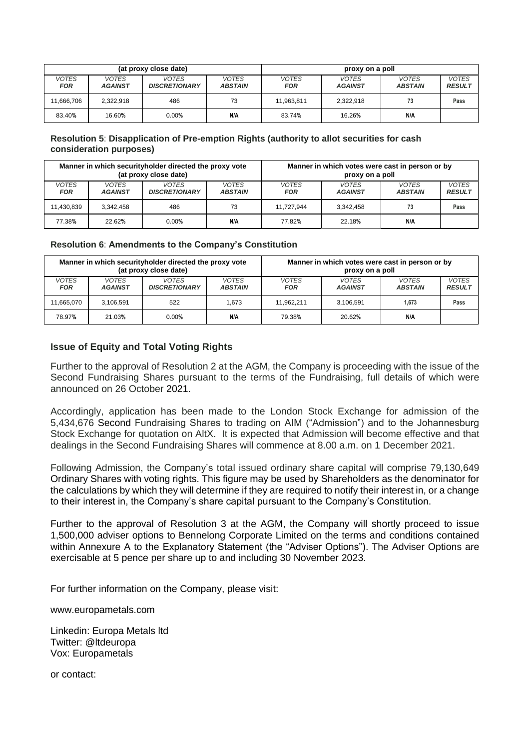| (at proxy close date) | | | | proxy on a poll | | | |
|---|---|---|---|---|---|---|---|
| *VOTES FOR* | *VOTES AGAINST* | *VOTES DISCRETIONARY* | *VOTES ABSTAIN* | *VOTES FOR* | *VOTES AGAINST* | *VOTES ABSTAIN* | *VOTES RESULT* |
| 11,666,706 | 2,322,918 | 486 | 73 | 11,963,811 | 2,322,918 | 73 | Pass |
| 83.40% | 16.60% | 0.00% | N/A | 83.74% | 16.26% | N/A | |

**Resolution 5**: **Disapplication of Pre-emption Rights (authority to allot securities for cash consideration purposes)**

| Manner in which securityholder directed the proxy vote (at proxy close date) | | | | Manner in which votes were cast in person or by proxy on a poll | | | |
|---|---|---|---|---|---|---|---|
| *VOTES FOR* | *VOTES AGAINST* | *VOTES DISCRETIONARY* | *VOTES ABSTAIN* | *VOTES FOR* | *VOTES AGAINST* | *VOTES ABSTAIN* | *VOTES RESULT* |
| 11,430,839 | 3,342,458 | 486 | 73 | 11,727,944 | 3,342,458 | 73 | Pass |
| 77.38% | 22.62% | 0.00% | N/A | 77.82% | 22.18% | N/A | |

**Resolution 6**: **Amendments to the Company's Constitution**

| Manner in which securityholder directed the proxy vote (at proxy close date) | | | | Manner in which votes were cast in person or by proxy on a poll | | | |
|---|---|---|---|---|---|---|---|
| *VOTES FOR* | *VOTES AGAINST* | *VOTES DISCRETIONARY* | *VOTES ABSTAIN* | *VOTES FOR* | *VOTES AGAINST* | *VOTES ABSTAIN* | *VOTES RESULT* |
| 11,665,070 | 3,106,591 | 522 | 1,673 | 11,962,211 | 3,106,591 | 1,673 | Pass |
| 78.97% | 21.03% | 0.00% | N/A | 79.38% | 20.62% | N/A | |

## Issue of Equity and Total Voting Rights

Further to the approval of Resolution 2 at the AGM, the Company is proceeding with the issue of the Second Fundraising Shares pursuant to the terms of the Fundraising, full details of which were announced on 26 October 2021.

Accordingly, application has been made to the London Stock Exchange for admission of the 5,434,676 Second Fundraising Shares to trading on AIM ("Admission") and to the Johannesburg Stock Exchange for quotation on AltX. It is expected that Admission will become effective and that dealings in the Second Fundraising Shares will commence at 8.00 a.m. on 1 December 2021.

Following Admission, the Company's total issued ordinary share capital will comprise 79,130,649 Ordinary Shares with voting rights. This figure may be used by Shareholders as the denominator for the calculations by which they will determine if they are required to notify their interest in, or a change to their interest in, the Company's share capital pursuant to the Company's Constitution.

Further to the approval of Resolution 3 at the AGM, the Company will shortly proceed to issue 1,500,000 adviser options to Bennelong Corporate Limited on the terms and conditions contained within Annexure A to the Explanatory Statement (the "Adviser Options"). The Adviser Options are exercisable at 5 pence per share up to and including 30 November 2023.

For further information on the Company, please visit:

www.europametals.com

Linkedin: Europa Metals ltd
Twitter: @ltdeuropa
Vox: Europametals

or contact: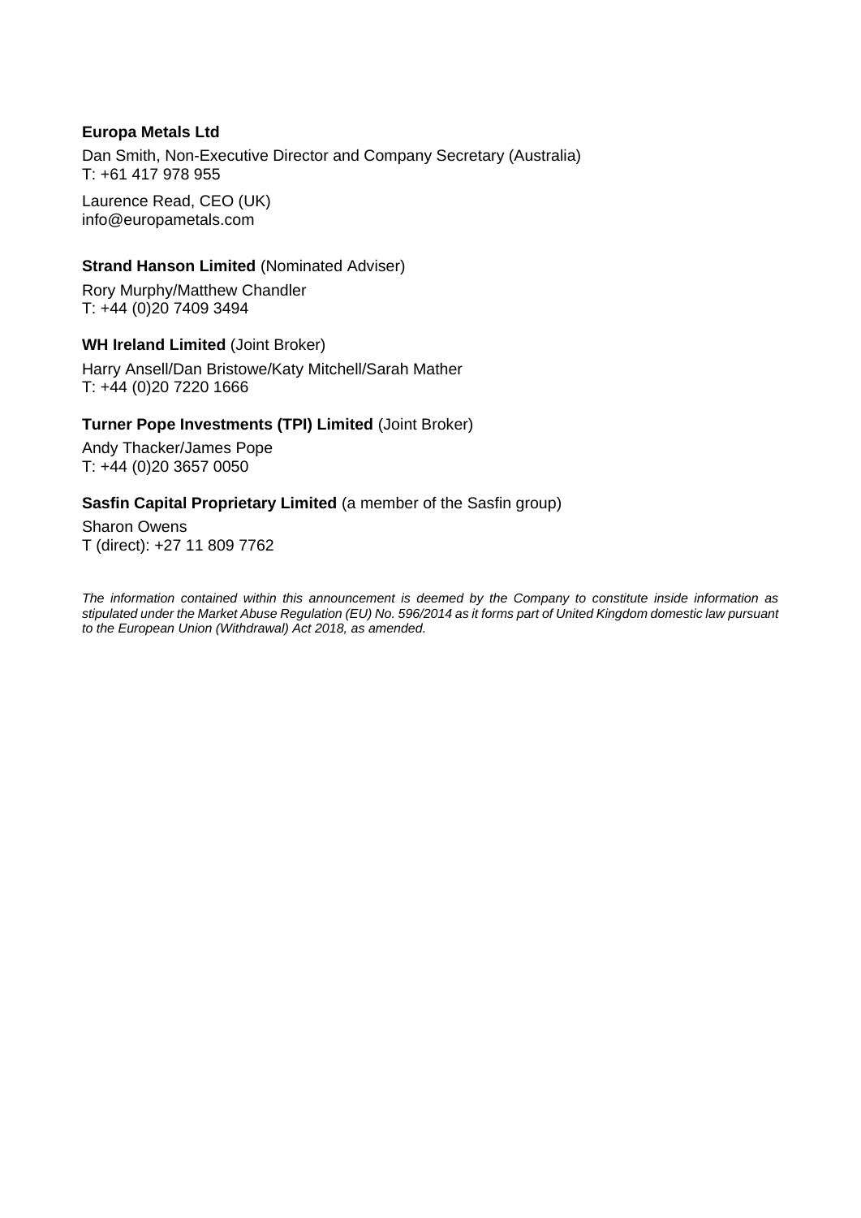**Europa Metals Ltd**

Dan Smith, Non-Executive Director and Company Secretary (Australia)
T: +61 417 978 955

Laurence Read, CEO (UK)
info@europametals.com

**Strand Hanson Limited** (Nominated Adviser)

Rory Murphy/Matthew Chandler
T: +44 (0)20 7409 3494

**WH Ireland Limited** (Joint Broker)

Harry Ansell/Dan Bristowe/Katy Mitchell/Sarah Mather
T: +44 (0)20 7220 1666

**Turner Pope Investments (TPI) Limited** (Joint Broker)

Andy Thacker/James Pope
T: +44 (0)20 3657 0050

**Sasfin Capital Proprietary Limited** (a member of the Sasfin group)

Sharon Owens
T (direct): +27 11 809 7762

*The information contained within this announcement is deemed by the Company to constitute inside information as stipulated under the Market Abuse Regulation (EU) No. 596/2014 as it forms part of United Kingdom domestic law pursuant to the European Union (Withdrawal) Act 2018, as amended.*